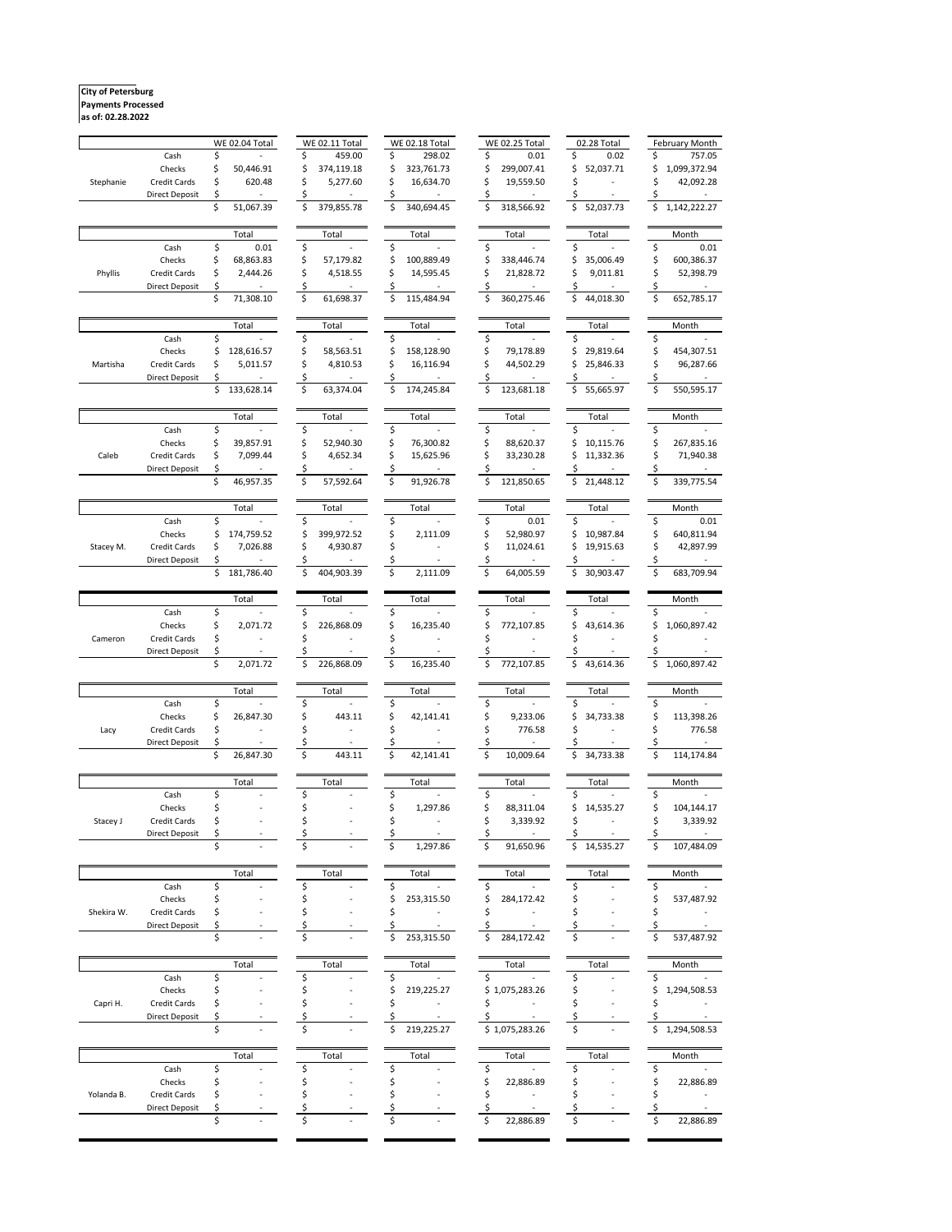**City of Petersburg**
**Payments Processed**
**as of: 02.28.2022**

| | | WE 02.04 Total | WE 02.11 Total | WE 02.18 Total | WE 02.25 Total | 02.28 Total | February Month |
|---|---|---|---|---|---|---|---|
| | Cash | $ - | $ 459.00 | $ 298.02 | $ 0.01 | $ 0.02 | $ 757.05 |
| | Checks | $ 50,446.91 | $ 374,119.18 | $ 323,761.73 | $ 299,007.41 | $ 52,037.71 | $ 1,099,372.94 |
| Stephanie | Credit Cards | $ 620.48 | $ 5,277.60 | $ 16,634.70 | $ 19,559.50 | $ - | $ 42,092.28 |
| | Direct Deposit | $ - | $ - | $ - | $ - | $ - | $ - |
| | | $ 51,067.39 | $ 379,855.78 | $ 340,694.45 | $ 318,566.92 | $ 52,037.73 | $ 1,142,222.27 |
| | | Total | Total | Total | Total | Total | Month |
| | Cash | $ 0.01 | $ - | $ - | $ - | $ - | $ 0.01 |
| | Checks | $ 68,863.83 | $ 57,179.82 | $ 100,889.49 | $ 338,446.74 | $ 35,006.49 | $ 600,386.37 |
| Phyllis | Credit Cards | $ 2,444.26 | $ 4,518.55 | $ 14,595.45 | $ 21,828.72 | $ 9,011.81 | $ 52,398.79 |
| | Direct Deposit | $ - | $ - | $ - | $ - | $ - | $ - |
| | | $ 71,308.10 | $ 61,698.37 | $ 115,484.94 | $ 360,275.46 | $ 44,018.30 | $ 652,785.17 |
| | | Total | Total | Total | Total | Total | Month |
| | Cash | $ - | $ - | $ - | $ - | $ - | $ - |
| | Checks | $ 128,616.57 | $ 58,563.51 | $ 158,128.90 | $ 79,178.89 | $ 29,819.64 | $ 454,307.51 |
| Martisha | Credit Cards | $ 5,011.57 | $ 4,810.53 | $ 16,116.94 | $ 44,502.29 | $ 25,846.33 | $ 96,287.66 |
| | Direct Deposit | $ - | $ - | $ - | $ - | $ - | $ - |
| | | $ 133,628.14 | $ 63,374.04 | $ 174,245.84 | $ 123,681.18 | $ 55,665.97 | $ 550,595.17 |
| | | Total | Total | Total | Total | Total | Month |
| | Cash | $ - | $ - | $ - | $ - | $ - | $ - |
| | Checks | $ 39,857.91 | $ 52,940.30 | $ 76,300.82 | $ 88,620.37 | $ 10,115.76 | $ 267,835.16 |
| Caleb | Credit Cards | $ 7,099.44 | $ 4,652.34 | $ 15,625.96 | $ 33,230.28 | $ 11,332.36 | $ 71,940.38 |
| | Direct Deposit | $ - | $ - | $ - | $ - | $ - | $ - |
| | | $ 46,957.35 | $ 57,592.64 | $ 91,926.78 | $ 121,850.65 | $ 21,448.12 | $ 339,775.54 |
| | | Total | Total | Total | Total | Total | Month |
| | Cash | $ - | $ - | $ - | $ 0.01 | $ - | $ 0.01 |
| | Checks | $ 174,759.52 | $ 399,972.52 | $ 2,111.09 | $ 52,980.97 | $ 10,987.84 | $ 640,811.94 |
| Stacey M. | Credit Cards | $ 7,026.88 | $ 4,930.87 | $ - | $ 11,024.61 | $ 19,915.63 | $ 42,897.99 |
| | Direct Deposit | $ - | $ - | $ - | $ - | $ - | $ - |
| | | $ 181,786.40 | $ 404,903.39 | $ 2,111.09 | $ 64,005.59 | $ 30,903.47 | $ 683,709.94 |
| | | Total | Total | Total | Total | Total | Month |
| | Cash | $ - | $ - | $ - | $ - | $ - | $ - |
| | Checks | $ 2,071.72 | $ 226,868.09 | $ 16,235.40 | $ 772,107.85 | $ 43,614.36 | $ 1,060,897.42 |
| Cameron | Credit Cards | $ - | $ - | $ - | $ - | $ - | $ - |
| | Direct Deposit | $ - | $ - | $ - | $ - | $ - | $ - |
| | | $ 2,071.72 | $ 226,868.09 | $ 16,235.40 | $ 772,107.85 | $ 43,614.36 | $ 1,060,897.42 |
| | | Total | Total | Total | Total | Total | Month |
| | Cash | $ - | $ - | $ - | $ - | $ - | $ - |
| | Checks | $ 26,847.30 | $ 443.11 | $ 42,141.41 | $ 9,233.06 | $ 34,733.38 | $ 113,398.26 |
| Lacy | Credit Cards | $ - | $ - | $ - | $ 776.58 | $ - | $ 776.58 |
| | Direct Deposit | $ - | $ - | $ - | $ - | $ - | $ - |
| | | $ 26,847.30 | $ 443.11 | $ 42,141.41 | $ 10,009.64 | $ 34,733.38 | $ 114,174.84 |
| | | Total | Total | Total | Total | Total | Month |
| | Cash | $ - | $ - | $ - | $ - | $ - | $ - |
| | Checks | $ - | $ - | $ 1,297.86 | $ 88,311.04 | $ 14,535.27 | $ 104,144.17 |
| Stacey J | Credit Cards | $ - | $ - | $ - | $ 3,339.92 | $ - | $ 3,339.92 |
| | Direct Deposit | $ - | $ - | $ - | $ - | $ - | $ - |
| | | $ - | $ - | $ 1,297.86 | $ 91,650.96 | $ 14,535.27 | $ 107,484.09 |
| | | Total | Total | Total | Total | Total | Month |
| | Cash | $ - | $ - | $ - | $ - | $ - | $ - |
| | Checks | $ - | $ - | $ 253,315.50 | $ 284,172.42 | $ - | $ 537,487.92 |
| Shekira W. | Credit Cards | $ - | $ - | $ - | $ - | $ - | $ - |
| | Direct Deposit | $ - | $ - | $ - | $ - | $ - | $ - |
| | | $ - | $ - | $ 253,315.50 | $ 284,172.42 | $ - | $ 537,487.92 |
| | | Total | Total | Total | Total | Total | Month |
| | Cash | $ - | $ - | $ - | $ - | $ - | $ - |
| | Checks | $ - | $ - | $ 219,225.27 | $ 1,075,283.26 | $ - | $ 1,294,508.53 |
| Capri H. | Credit Cards | $ - | $ - | $ - | $ - | $ - | $ - |
| | Direct Deposit | $ - | $ - | $ - | $ - | $ - | $ - |
| | | $ - | $ - | $ 219,225.27 | $ 1,075,283.26 | $ - | $ 1,294,508.53 |
| | | Total | Total | Total | Total | Total | Month |
| | Cash | $ - | $ - | $ - | $ - | $ - | $ - |
| | Checks | $ - | $ - | $ - | $ 22,886.89 | $ - | $ 22,886.89 |
| Yolanda B. | Credit Cards | $ - | $ - | $ - | $ - | $ - | $ - |
| | Direct Deposit | $ - | $ - | $ - | $ - | $ - | $ - |
| | | $ - | $ - | $ - | $ 22,886.89 | $ - | $ 22,886.89 |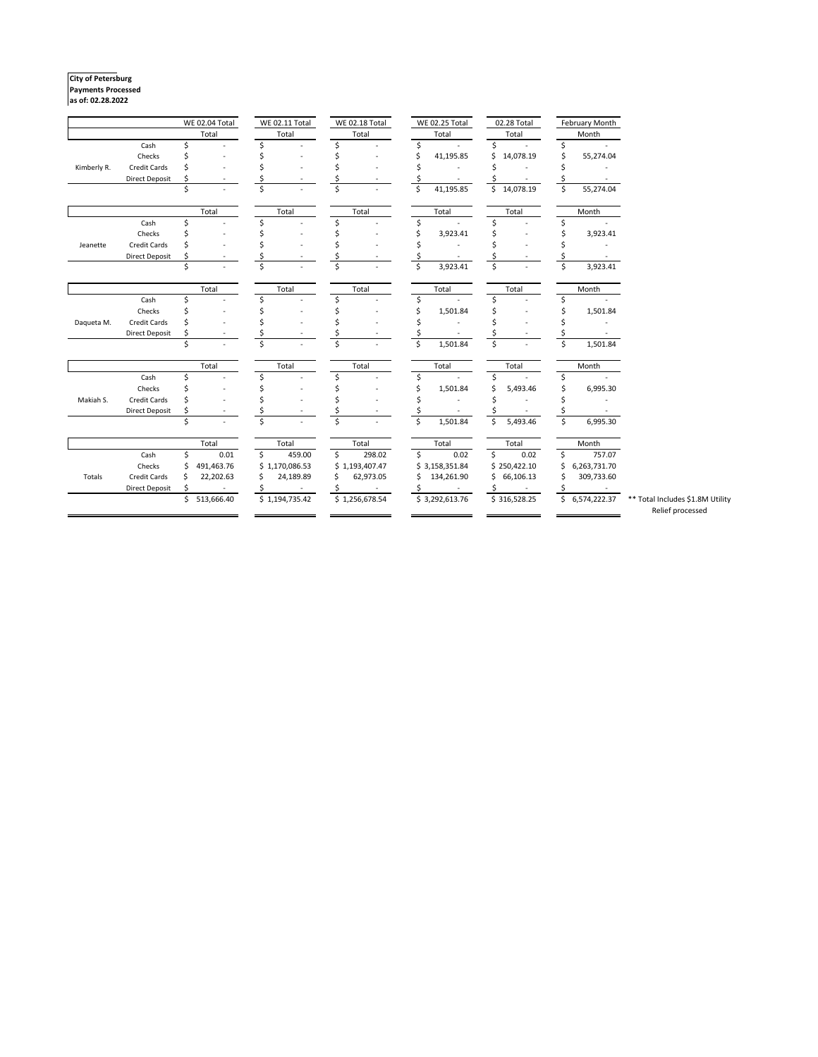**City of Petersburg**
**Payments Processed**
**as of: 02.28.2022**

| | | WE 02.04 Total | WE 02.11 Total | WE 02.18 Total | WE 02.25 Total | 02.28 Total | February Month |
|---|---|---|---|---|---|---|---|
| | | Total | Total | Total | Total | Total | Month |
| | Cash | $ - | $ - | $ - | $ - | $ - | $ - |
| | Checks | $ - | $ - | $ - | $ 41,195.85 | $ 14,078.19 | $ 55,274.04 |
| Kimberly R. | Credit Cards | $ - | $ - | $ - | $ - | $ - | $ - |
| | Direct Deposit | $ - | $ - | $ - | $ - | $ - | $ - |
| | | $ - | $ - | $ - | $ 41,195.85 | $ 14,078.19 | $ 55,274.04 |
| | | Total | Total | Total | Total | Total | Month |
| | Cash | $ - | $ - | $ - | $ - | $ - | $ - |
| | Checks | $ - | $ - | $ - | $ 3,923.41 | $ - | $ 3,923.41 |
| Jeanette | Credit Cards | $ - | $ - | $ - | $ - | $ - | $ - |
| | Direct Deposit | $ - | $ - | $ - | $ - | $ - | $ - |
| | | $ - | $ - | $ - | $ 3,923.41 | $ - | $ 3,923.41 |
| | | Total | Total | Total | Total | Total | Month |
| | Cash | $ - | $ - | $ - | $ - | $ - | $ - |
| | Checks | $ - | $ - | $ - | $ 1,501.84 | $ - | $ 1,501.84 |
| Daqueta M. | Credit Cards | $ - | $ - | $ - | $ - | $ - | $ - |
| | Direct Deposit | $ - | $ - | $ - | $ - | $ - | $ - |
| | | $ - | $ - | $ - | $ 1,501.84 | $ - | $ 1,501.84 |
| | | Total | Total | Total | Total | Total | Month |
| | Cash | $ - | $ - | $ - | $ - | $ - | $ - |
| | Checks | $ - | $ - | $ - | $ 1,501.84 | $ 5,493.46 | $ 6,995.30 |
| Makiah S. | Credit Cards | $ - | $ - | $ - | $ - | $ - | $ - |
| | Direct Deposit | $ - | $ - | $ - | $ - | $ - | $ - |
| | | $ - | $ - | $ - | $ 1,501.84 | $ 5,493.46 | $ 6,995.30 |
| | | Total | Total | Total | Total | Total | Month |
| | Cash | $ 0.01 | $ 459.00 | $ 298.02 | $ 0.02 | $ 0.02 | $ 757.07 |
| | Checks | $ 491,463.76 | $ 1,170,086.53 | $ 1,193,407.47 | $ 3,158,351.84 | $ 250,422.10 | $ 6,263,731.70 |
| Totals | Credit Cards | $ 22,202.63 | $ 24,189.89 | $ 62,973.05 | $ 134,261.90 | $ 66,106.13 | $ 309,733.60 |
| | Direct Deposit | $ - | $ - | $ - | $ - | $ - | $ - |
| | | $ 513,666.40 | $ 1,194,735.42 | $ 1,256,678.54 | $ 3,292,613.76 | $ 316,528.25 | $ 6,574,222.37 |

** Total Includes $1.8M Utility Relief processed